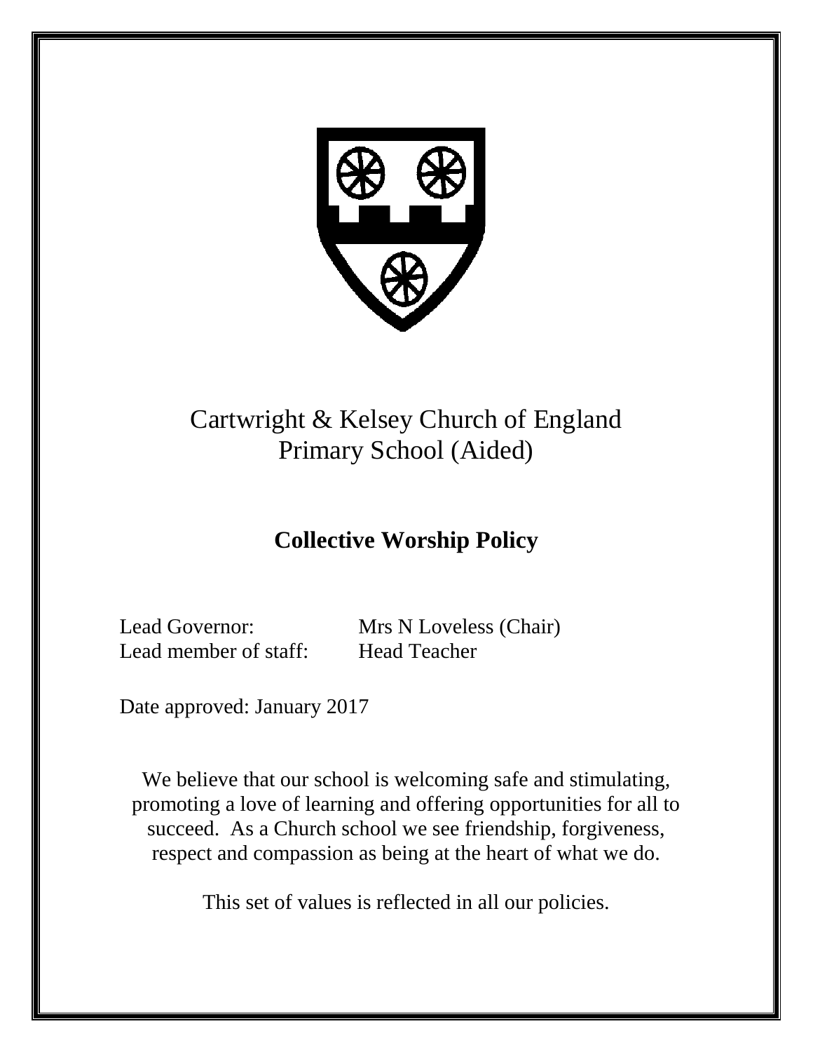# Cartwright & Kelsey Church of England Primary School (Aided)

## Collective Worship Policy

Lead Governor: Mrs N Loveless (Chair)
Lead member of staff: Head Teacher

Date approved: January 2017

We believe that our school is welcoming safe and stimulating, promoting a love of learning and offering opportunities for all to succeed. As a Church school we see friendship, forgiveness, respect and compassion as being at the heart of what we do.

This set of values is reflected in all our policies.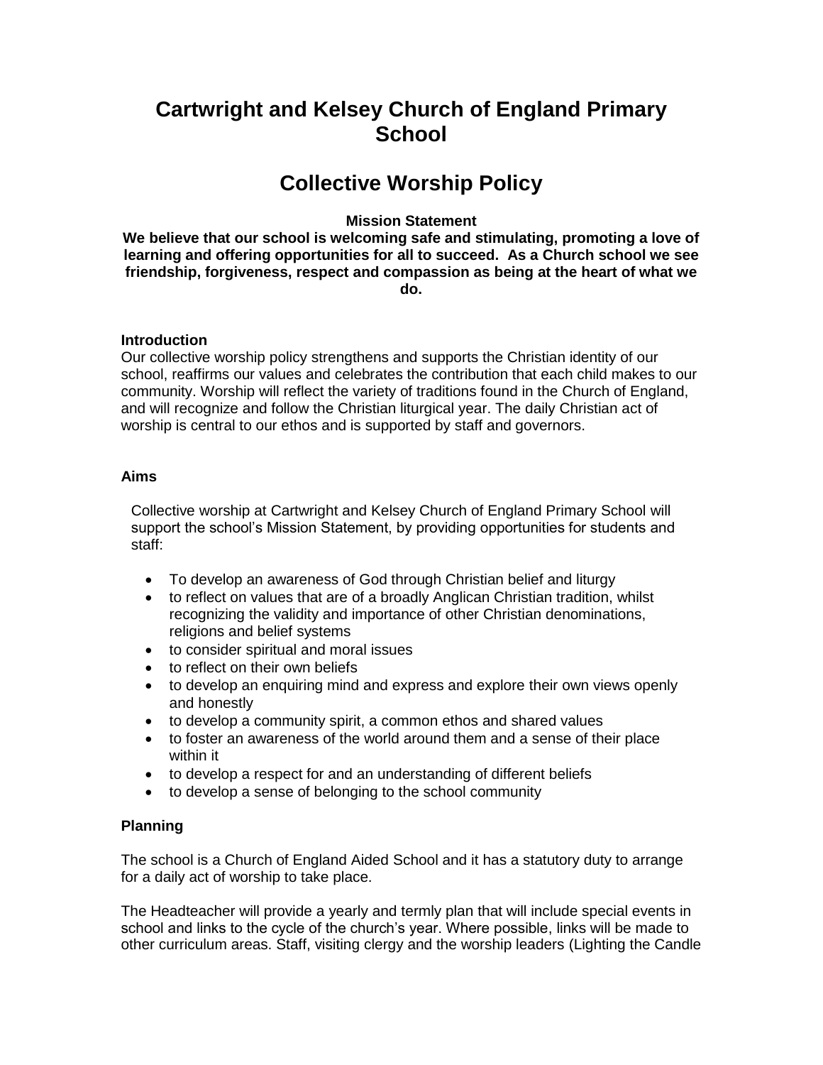# Cartwright and Kelsey Church of England Primary School

# Collective Worship Policy

**Mission Statement**

**We believe that our school is welcoming safe and stimulating, promoting a love of learning and offering opportunities for all to succeed. As a Church school we see friendship, forgiveness, respect and compassion as being at the heart of what we do.**

### Introduction

Our collective worship policy strengthens and supports the Christian identity of our school, reaffirms our values and celebrates the contribution that each child makes to our community. Worship will reflect the variety of traditions found in the Church of England, and will recognize and follow the Christian liturgical year. The daily Christian act of worship is central to our ethos and is supported by staff and governors.

### Aims

Collective worship at Cartwright and Kelsey Church of England Primary School will support the school's Mission Statement, by providing opportunities for students and staff:

- To develop an awareness of God through Christian belief and liturgy
- to reflect on values that are of a broadly Anglican Christian tradition, whilst recognizing the validity and importance of other Christian denominations, religions and belief systems
- to consider spiritual and moral issues
- to reflect on their own beliefs
- to develop an enquiring mind and express and explore their own views openly and honestly
- to develop a community spirit, a common ethos and shared values
- to foster an awareness of the world around them and a sense of their place within it
- to develop a respect for and an understanding of different beliefs
- to develop a sense of belonging to the school community

### Planning

The school is a Church of England Aided School and it has a statutory duty to arrange for a daily act of worship to take place.

The Headteacher will provide a yearly and termly plan that will include special events in school and links to the cycle of the church's year. Where possible, links will be made to other curriculum areas. Staff, visiting clergy and the worship leaders (Lighting the Candle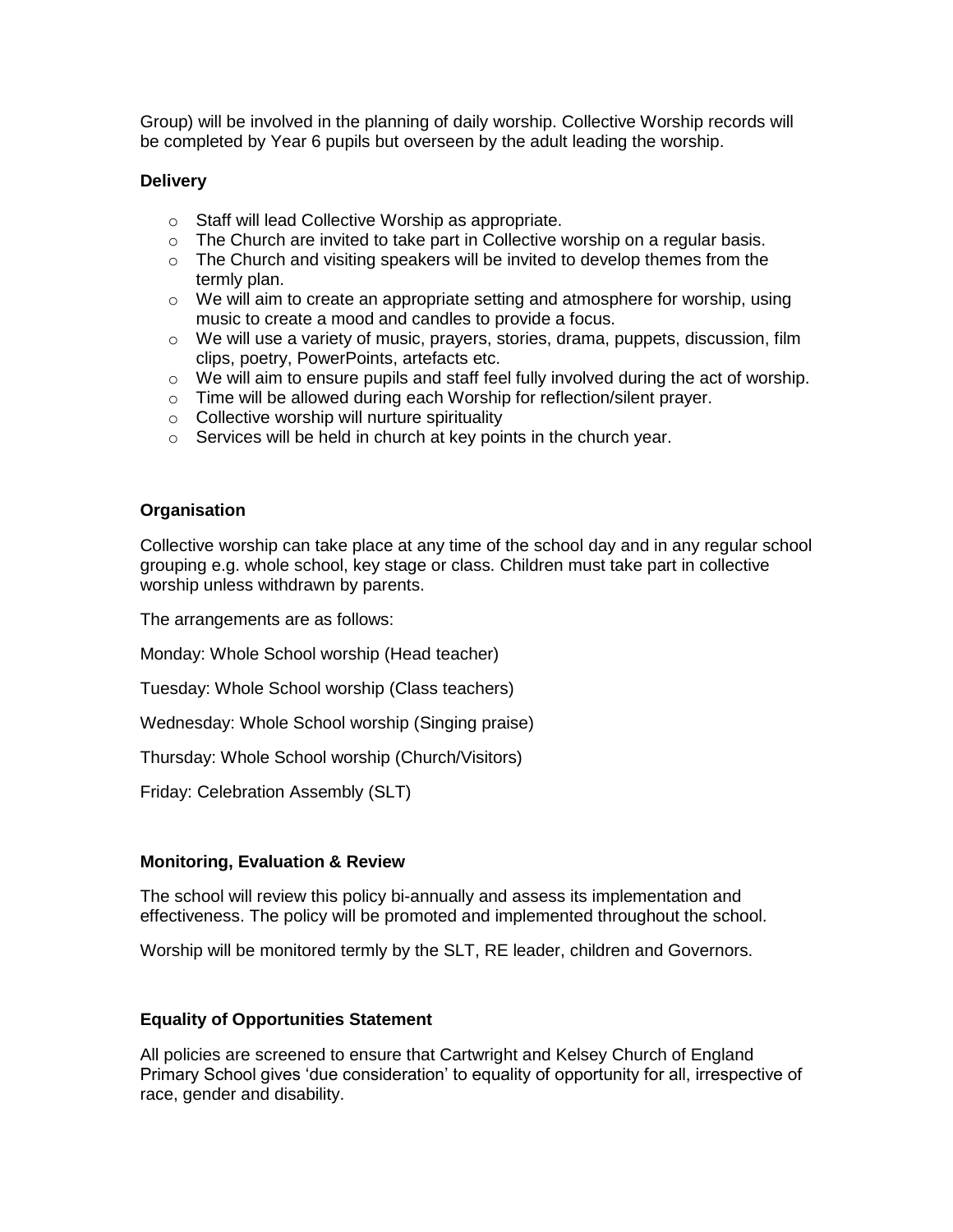Group) will be involved in the planning of daily worship. Collective Worship records will be completed by Year 6 pupils but overseen by the adult leading the worship.

**Delivery**

- Staff will lead Collective Worship as appropriate.
- The Church are invited to take part in Collective worship on a regular basis.
- The Church and visiting speakers will be invited to develop themes from the termly plan.
- We will aim to create an appropriate setting and atmosphere for worship, using music to create a mood and candles to provide a focus.
- We will use a variety of music, prayers, stories, drama, puppets, discussion, film clips, poetry, PowerPoints, artefacts etc.
- We will aim to ensure pupils and staff feel fully involved during the act of worship.
- Time will be allowed during each Worship for reflection/silent prayer.
- Collective worship will nurture spirituality
- Services will be held in church at key points in the church year.

**Organisation**

Collective worship can take place at any time of the school day and in any regular school grouping e.g. whole school, key stage or class. Children must take part in collective worship unless withdrawn by parents.

The arrangements are as follows:

Monday: Whole School worship (Head teacher)

Tuesday: Whole School worship (Class teachers)

Wednesday: Whole School worship (Singing praise)

Thursday: Whole School worship (Church/Visitors)

Friday: Celebration Assembly (SLT)

**Monitoring, Evaluation & Review**

The school will review this policy bi-annually and assess its implementation and effectiveness. The policy will be promoted and implemented throughout the school.

Worship will be monitored termly by the SLT, RE leader, children and Governors.

**Equality of Opportunities Statement**

All policies are screened to ensure that Cartwright and Kelsey Church of England Primary School gives 'due consideration' to equality of opportunity for all, irrespective of race, gender and disability.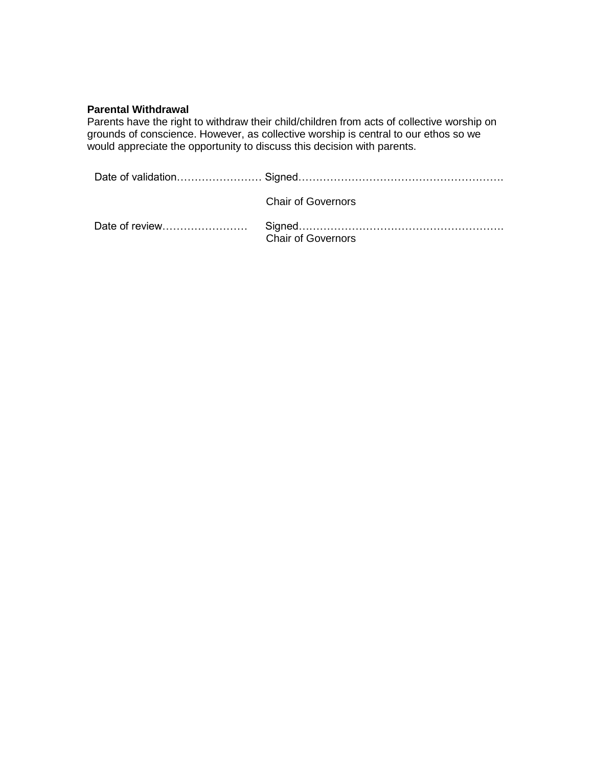**Parental Withdrawal**

Parents have the right to withdraw their child/children from acts of collective worship on grounds of conscience. However, as collective worship is central to our ethos so we would appreciate the opportunity to discuss this decision with parents.

Date of validation…………………… Signed…………………………………………………

Chair of Governors

Date of review…………………… Signed…………………………………………………

Chair of Governors